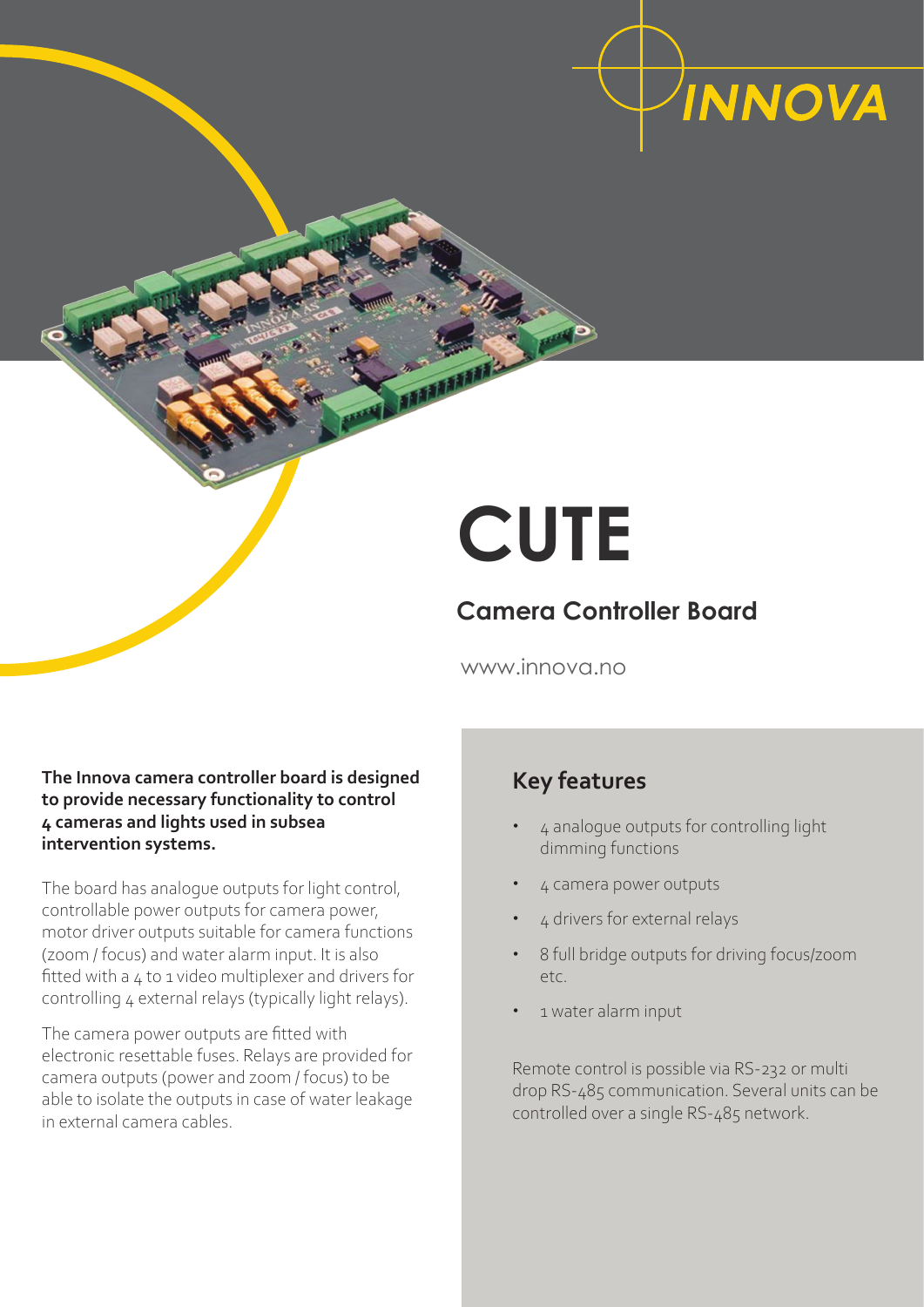INNOVA

# CUTE

## Camera Controller Board

www.innova.no

**The Innova camera controller board is designed to provide necessary functionality to control 4 cameras and lights used in subsea intervention systems.**

The board has analogue outputs for light control, controllable power outputs for camera power, motor driver outputs suitable for camera functions (zoom / focus) and water alarm input. It is also fitted with a 4 to 1 video multiplexer and drivers for controlling 4 external relays (typically light relays).

The camera power outputs are fitted with electronic resettable fuses. Relays are provided for camera outputs (power and zoom / focus) to be able to isolate the outputs in case of water leakage in external camera cables.

## Key features

- 4 analogue outputs for controlling light dimming functions
- 4 camera power outputs
- 4 drivers for external relays
- 8 full bridge outputs for driving focus/zoom etc.
- 1 water alarm input

Remote control is possible via RS-232 or multi drop RS-485 communication. Several units can be controlled over a single RS-485 network.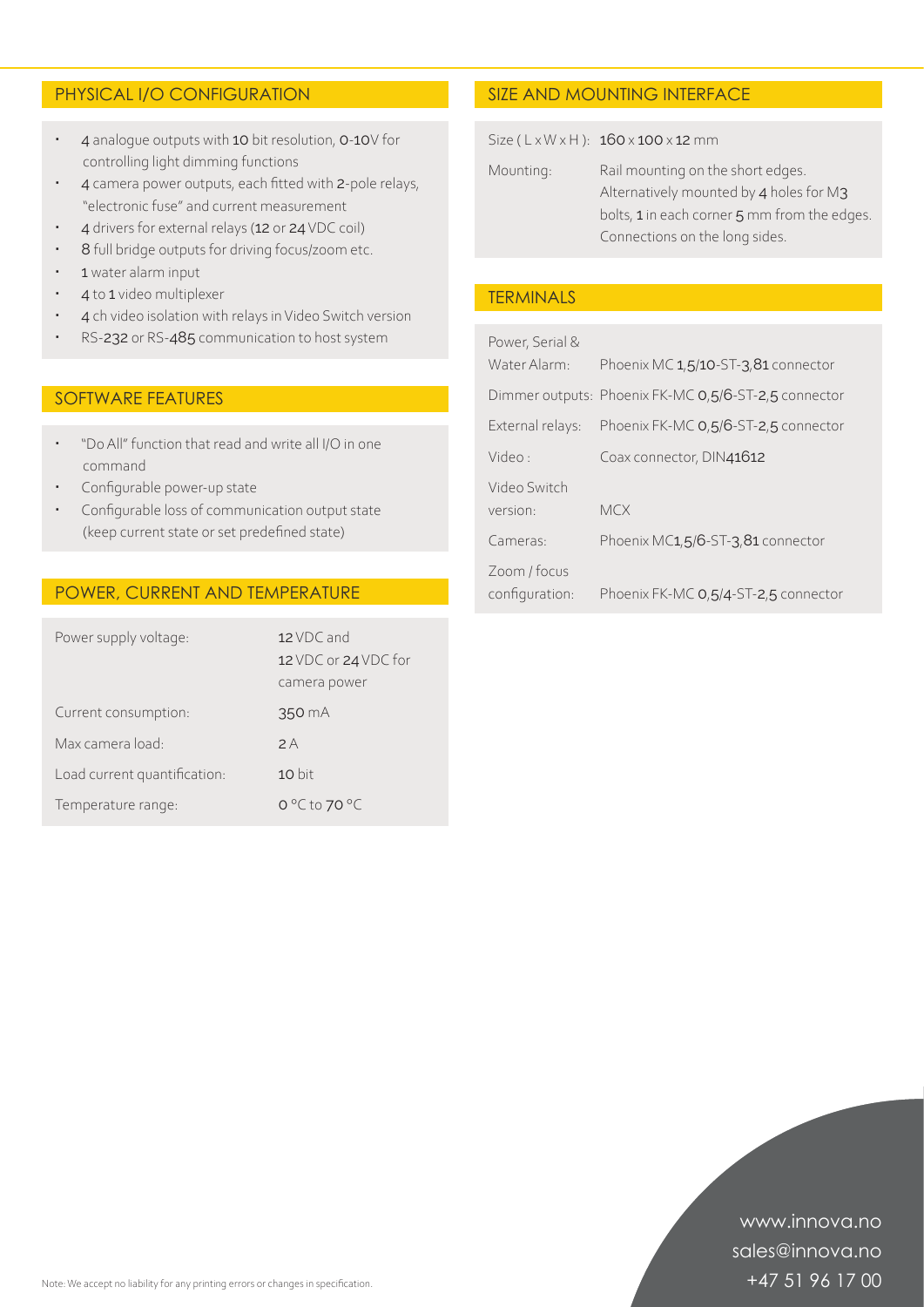## PHYSICAL I/O CONFIGURATION

- 4 analogue outputs with 10 bit resolution, 0-10V for controlling light dimming functions
- 4 camera power outputs, each fitted with 2-pole relays, "electronic fuse" and current measurement
- 4 drivers for external relays (12 or 24 VDC coil)
- 8 full bridge outputs for driving focus/zoom etc.
- 1 water alarm input
- 4 to 1 video multiplexer
- 4 ch video isolation with relays in Video Switch version
- RS-232 or RS-485 communication to host system

## SOFTWARE FEATURES

- "Do All" function that read and write all I/O in one command
- Configurable power-up state
- Configurable loss of communication output state (keep current state or set predefined state)

## POWER, CURRENT AND TEMPERATURE

| | |
|---|---|
| Power supply voltage: | 12 VDC and 12 VDC or 24 VDC for camera power |
| Current consumption: | 350 mA |
| Max camera load: | 2 A |
| Load current quantification: | 10 bit |
| Temperature range: | 0 °C to 70 °C |

## SIZE AND MOUNTING INTERFACE

| | |
|---|---|
| Size ( L x W x H ): | 160 x 100 x 12 mm |
| Mounting: | Rail mounting on the short edges. Alternatively mounted by 4 holes for M3 bolts, 1 in each corner 5 mm from the edges. Connections on the long sides. |

## TERMINALS

| | |
|---|---|
| Power, Serial & Water Alarm: | Phoenix MC 1,5/10-ST-3,81 connector |
| Dimmer outputs: | Phoenix FK-MC 0,5/6-ST-2,5 connector |
| External relays: | Phoenix FK-MC 0,5/6-ST-2,5 connector |
| Video : | Coax connector, DIN41612 |
| Video Switch version: | MCX |
| Cameras: | Phoenix MC1,5/6-ST-3,81 connector |
| Zoom / focus configuration: | Phoenix FK-MC 0,5/4-ST-2,5 connector |

www.innova.no
sales@innova.no
+47 51 96 17 00

Note: We accept no liability for any printing errors or changes in specification.